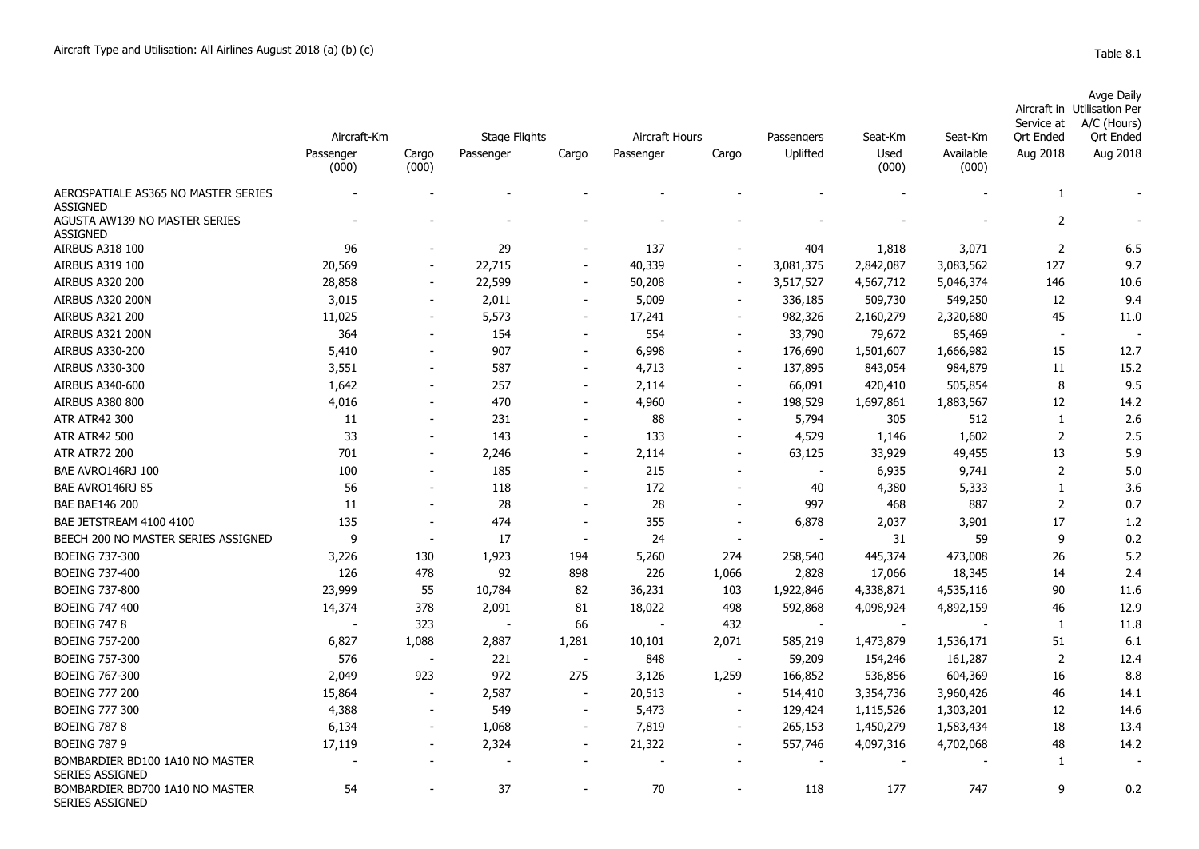Aircraft Type and Utilisation: All Airlines August 2018 (a) (b) (c)

Table 8.1

| | Aircraft-Km | | Stage Flights | | Aircraft Hours | | Passengers | Seat-Km | Seat-Km | Aircraft in Service at Qrt Ended | Avge Daily Utilisation Per A/C (Hours) Qrt Ended |
|---|---|---|---|---|---|---|---|---|---|---|---|
| | Passenger (000) | Cargo (000) | Passenger | Cargo | Passenger | Cargo | Uplifted | Used (000) | Available (000) | Aug 2018 | Aug 2018 |
| AEROSPATIALE AS365 NO MASTER SERIES ASSIGNED | - | - | - | - | - | - | - | - | - | 1 | - |
| AGUSTA AW139 NO MASTER SERIES ASSIGNED | - | - | - | - | - | - | - | - | - | 2 | - |
| AIRBUS A318 100 | 96 | - | 29 | - | 137 | - | 404 | 1,818 | 3,071 | 2 | 6.5 |
| AIRBUS A319 100 | 20,569 | - | 22,715 | - | 40,339 | - | 3,081,375 | 2,842,087 | 3,083,562 | 127 | 9.7 |
| AIRBUS A320 200 | 28,858 | - | 22,599 | - | 50,208 | - | 3,517,527 | 4,567,712 | 5,046,374 | 146 | 10.6 |
| AIRBUS A320 200N | 3,015 | - | 2,011 | - | 5,009 | - | 336,185 | 509,730 | 549,250 | 12 | 9.4 |
| AIRBUS A321 200 | 11,025 | - | 5,573 | - | 17,241 | - | 982,326 | 2,160,279 | 2,320,680 | 45 | 11.0 |
| AIRBUS A321 200N | 364 | - | 154 | - | 554 | - | 33,790 | 79,672 | 85,469 | - | - |
| AIRBUS A330-200 | 5,410 | - | 907 | - | 6,998 | - | 176,690 | 1,501,607 | 1,666,982 | 15 | 12.7 |
| AIRBUS A330-300 | 3,551 | - | 587 | - | 4,713 | - | 137,895 | 843,054 | 984,879 | 11 | 15.2 |
| AIRBUS A340-600 | 1,642 | - | 257 | - | 2,114 | - | 66,091 | 420,410 | 505,854 | 8 | 9.5 |
| AIRBUS A380 800 | 4,016 | - | 470 | - | 4,960 | - | 198,529 | 1,697,861 | 1,883,567 | 12 | 14.2 |
| ATR ATR42 300 | 11 | - | 231 | - | 88 | - | 5,794 | 305 | 512 | 1 | 2.6 |
| ATR ATR42 500 | 33 | - | 143 | - | 133 | - | 4,529 | 1,146 | 1,602 | 2 | 2.5 |
| ATR ATR72 200 | 701 | - | 2,246 | - | 2,114 | - | 63,125 | 33,929 | 49,455 | 13 | 5.9 |
| BAE AVRO146RJ 100 | 100 | - | 185 | - | 215 | - | - | 6,935 | 9,741 | 2 | 5.0 |
| BAE AVRO146RJ 85 | 56 | - | 118 | - | 172 | - | 40 | 4,380 | 5,333 | 1 | 3.6 |
| BAE BAE146 200 | 11 | - | 28 | - | 28 | - | 997 | 468 | 887 | 2 | 0.7 |
| BAE JETSTREAM 4100 4100 | 135 | - | 474 | - | 355 | - | 6,878 | 2,037 | 3,901 | 17 | 1.2 |
| BEECH 200 NO MASTER SERIES ASSIGNED | 9 | - | 17 | - | 24 | - | - | 31 | 59 | 9 | 0.2 |
| BOEING 737-300 | 3,226 | 130 | 1,923 | 194 | 5,260 | 274 | 258,540 | 445,374 | 473,008 | 26 | 5.2 |
| BOEING 737-400 | 126 | 478 | 92 | 898 | 226 | 1,066 | 2,828 | 17,066 | 18,345 | 14 | 2.4 |
| BOEING 737-800 | 23,999 | 55 | 10,784 | 82 | 36,231 | 103 | 1,922,846 | 4,338,871 | 4,535,116 | 90 | 11.6 |
| BOEING 747 400 | 14,374 | 378 | 2,091 | 81 | 18,022 | 498 | 592,868 | 4,098,924 | 4,892,159 | 46 | 12.9 |
| BOEING 747 8 | - | 323 | - | 66 | - | 432 | - | - | - | 1 | 11.8 |
| BOEING 757-200 | 6,827 | 1,088 | 2,887 | 1,281 | 10,101 | 2,071 | 585,219 | 1,473,879 | 1,536,171 | 51 | 6.1 |
| BOEING 757-300 | 576 | - | 221 | - | 848 | - | 59,209 | 154,246 | 161,287 | 2 | 12.4 |
| BOEING 767-300 | 2,049 | 923 | 972 | 275 | 3,126 | 1,259 | 166,852 | 536,856 | 604,369 | 16 | 8.8 |
| BOEING 777 200 | 15,864 | - | 2,587 | - | 20,513 | - | 514,410 | 3,354,736 | 3,960,426 | 46 | 14.1 |
| BOEING 777 300 | 4,388 | - | 549 | - | 5,473 | - | 129,424 | 1,115,526 | 1,303,201 | 12 | 14.6 |
| BOEING 787 8 | 6,134 | - | 1,068 | - | 7,819 | - | 265,153 | 1,450,279 | 1,583,434 | 18 | 13.4 |
| BOEING 787 9 | 17,119 | - | 2,324 | - | 21,322 | - | 557,746 | 4,097,316 | 4,702,068 | 48 | 14.2 |
| BOMBARDIER BD100 1A10 NO MASTER SERIES ASSIGNED | - | - | - | - | - | - | - | - | - | 1 | - |
| BOMBARDIER BD700 1A10 NO MASTER SERIES ASSIGNED | 54 | - | 37 | - | 70 | - | 118 | 177 | 747 | 9 | 0.2 |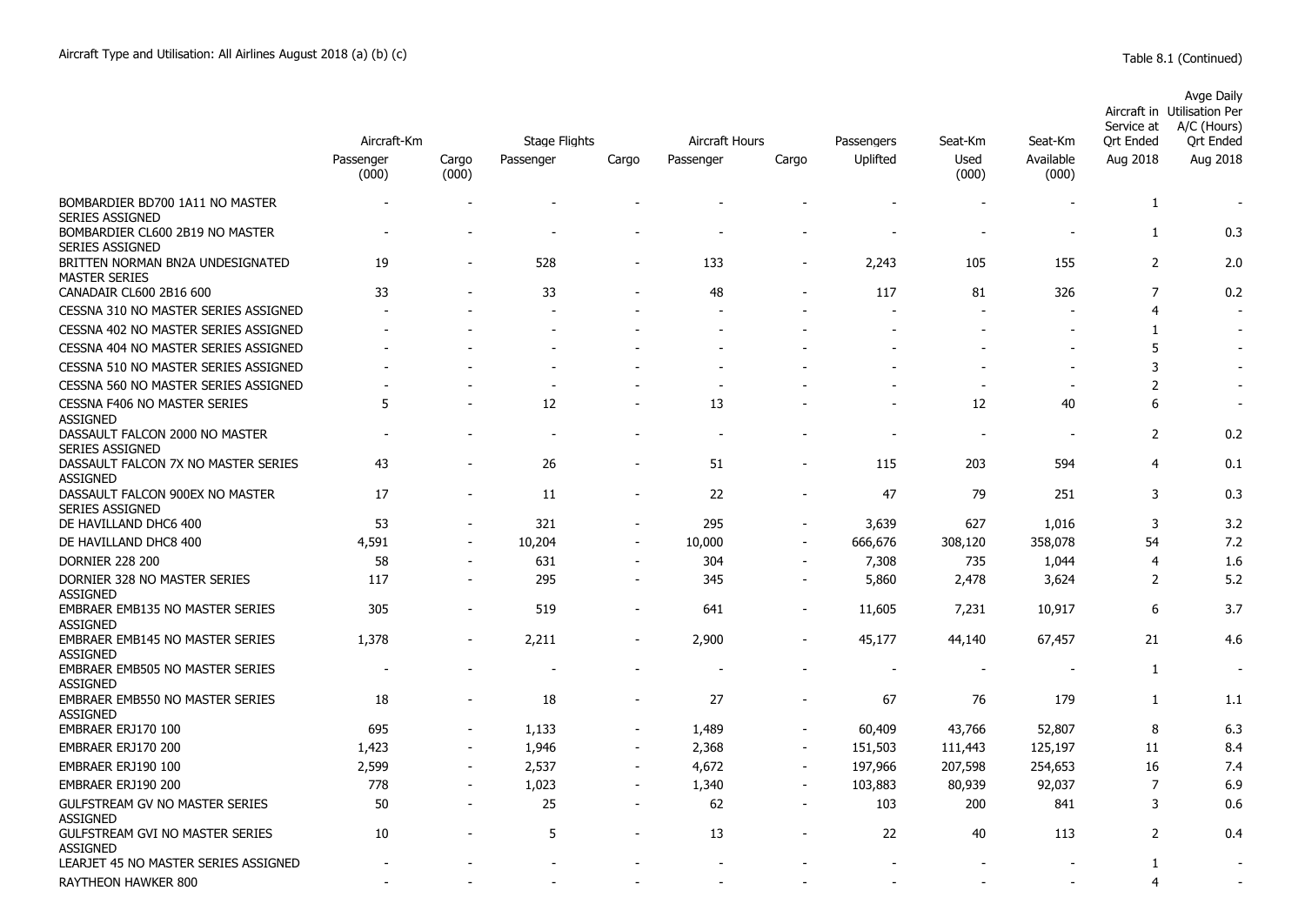Aircraft Type and Utilisation: All Airlines August 2018 (a) (b) (c)

Table 8.1 (Continued)

| | Aircraft-Km | | Stage Flights | | Aircraft Hours | | Passengers | Seat-Km | Seat-Km | Aircraft in Service at Qrt Ended | Avge Daily Utilisation Per A/C (Hours) Qrt Ended |
|---|---|---|---|---|---|---|---|---|---|---|---|
| | Passenger (000) | Cargo (000) | Passenger | Cargo | Passenger | Cargo | Uplifted | Used (000) | Available (000) | Aug 2018 | Aug 2018 |
| BOMBARDIER BD700 1A11 NO MASTER SERIES ASSIGNED | - | - | - | - | - | - | - | - | - | 1 | - |
| BOMBARDIER CL600 2B19 NO MASTER SERIES ASSIGNED | - | - | - | - | - | - | - | - | - | 1 | 0.3 |
| BRITTEN NORMAN BN2A UNDESIGNATED MASTER SERIES | 19 | - | 528 | - | 133 | - | 2,243 | 105 | 155 | 2 | 2.0 |
| CANADAIR CL600 2B16 600 | 33 | - | 33 | - | 48 | - | 117 | 81 | 326 | 7 | 0.2 |
| CESSNA 310 NO MASTER SERIES ASSIGNED | - | - | - | - | - | - | - | - | - | 4 | - |
| CESSNA 402 NO MASTER SERIES ASSIGNED | - | - | - | - | - | - | - | - | - | 1 | - |
| CESSNA 404 NO MASTER SERIES ASSIGNED | - | - | - | - | - | - | - | - | - | 5 | - |
| CESSNA 510 NO MASTER SERIES ASSIGNED | - | - | - | - | - | - | - | - | - | 3 | - |
| CESSNA 560 NO MASTER SERIES ASSIGNED | - | - | - | - | - | - | - | - | - | 2 | - |
| CESSNA F406 NO MASTER SERIES ASSIGNED | 5 | - | 12 | - | 13 | - | - | 12 | 40 | 6 | - |
| DASSAULT FALCON 2000 NO MASTER SERIES ASSIGNED | - | - | - | - | - | - | - | - | - | 2 | 0.2 |
| DASSAULT FALCON 7X NO MASTER SERIES ASSIGNED | 43 | - | 26 | - | 51 | - | 115 | 203 | 594 | 4 | 0.1 |
| DASSAULT FALCON 900EX NO MASTER SERIES ASSIGNED | 17 | - | 11 | - | 22 | - | 47 | 79 | 251 | 3 | 0.3 |
| DE HAVILLAND DHC6 400 | 53 | - | 321 | - | 295 | - | 3,639 | 627 | 1,016 | 3 | 3.2 |
| DE HAVILLAND DHC8 400 | 4,591 | - | 10,204 | - | 10,000 | - | 666,676 | 308,120 | 358,078 | 54 | 7.2 |
| DORNIER 228 200 | 58 | - | 631 | - | 304 | - | 7,308 | 735 | 1,044 | 4 | 1.6 |
| DORNIER 328 NO MASTER SERIES ASSIGNED | 117 | - | 295 | - | 345 | - | 5,860 | 2,478 | 3,624 | 2 | 5.2 |
| EMBRAER EMB135 NO MASTER SERIES ASSIGNED | 305 | - | 519 | - | 641 | - | 11,605 | 7,231 | 10,917 | 6 | 3.7 |
| EMBRAER EMB145 NO MASTER SERIES ASSIGNED | 1,378 | - | 2,211 | - | 2,900 | - | 45,177 | 44,140 | 67,457 | 21 | 4.6 |
| EMBRAER EMB505 NO MASTER SERIES ASSIGNED | - | - | - | - | - | - | - | - | - | 1 | - |
| EMBRAER EMB550 NO MASTER SERIES ASSIGNED | 18 | - | 18 | - | 27 | - | 67 | 76 | 179 | 1 | 1.1 |
| EMBRAER ERJ170 100 | 695 | - | 1,133 | - | 1,489 | - | 60,409 | 43,766 | 52,807 | 8 | 6.3 |
| EMBRAER ERJ170 200 | 1,423 | - | 1,946 | - | 2,368 | - | 151,503 | 111,443 | 125,197 | 11 | 8.4 |
| EMBRAER ERJ190 100 | 2,599 | - | 2,537 | - | 4,672 | - | 197,966 | 207,598 | 254,653 | 16 | 7.4 |
| EMBRAER ERJ190 200 | 778 | - | 1,023 | - | 1,340 | - | 103,883 | 80,939 | 92,037 | 7 | 6.9 |
| GULFSTREAM GV NO MASTER SERIES ASSIGNED | 50 | - | 25 | - | 62 | - | 103 | 200 | 841 | 3 | 0.6 |
| GULFSTREAM GVI NO MASTER SERIES ASSIGNED | 10 | - | 5 | - | 13 | - | 22 | 40 | 113 | 2 | 0.4 |
| LEARJET 45 NO MASTER SERIES ASSIGNED | - | - | - | - | - | - | - | - | - | 1 | - |
| RAYTHEON HAWKER 800 | - | - | - | - | - | - | - | - | - | 4 | - |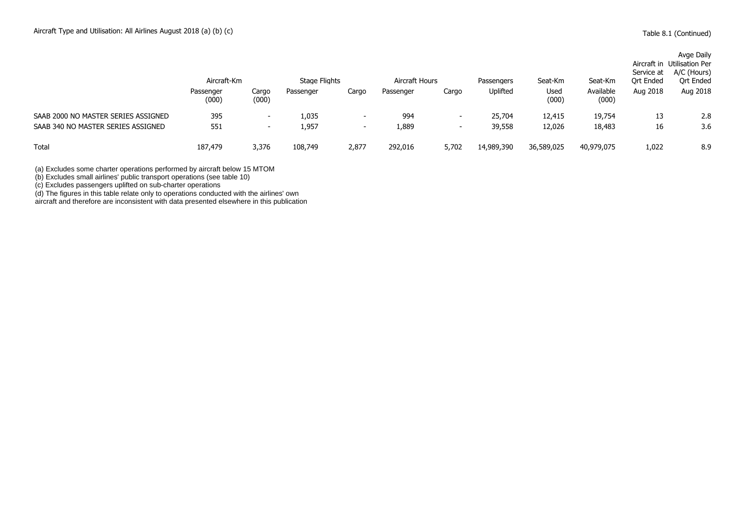Aircraft Type and Utilisation: All Airlines August 2018 (a) (b) (c)

Table 8.1 (Continued)

| | Aircraft-Km | | Stage Flights | | Aircraft Hours | | Passengers | Seat-Km | Seat-Km | Aircraft in Service at Qrt Ended | Avge Daily Utilisation Per A/C (Hours) Qrt Ended |
|---|---|---|---|---|---|---|---|---|---|---|---|
| | Passenger (000) | Cargo (000) | Passenger | Cargo | Passenger | Cargo | Uplifted | Used (000) | Available (000) | Aug 2018 | Aug 2018 |
| SAAB 2000 NO MASTER SERIES ASSIGNED | 395 | - | 1,035 | - | 994 | - | 25,704 | 12,415 | 19,754 | 13 | 2.8 |
| SAAB 340 NO MASTER SERIES ASSIGNED | 551 | - | 1,957 | - | 1,889 | - | 39,558 | 12,026 | 18,483 | 16 | 3.6 |
| Total | 187,479 | 3,376 | 108,749 | 2,877 | 292,016 | 5,702 | 14,989,390 | 36,589,025 | 40,979,075 | 1,022 | 8.9 |

(a) Excludes some charter operations performed by aircraft below 15 MTOM
(b) Excludes small airlines' public transport operations (see table 10)
(c) Excludes passengers uplifted on sub-charter operations
(d) The figures in this table relate only to operations conducted with the airlines' own aircraft and therefore are inconsistent with data presented elsewhere in this publication